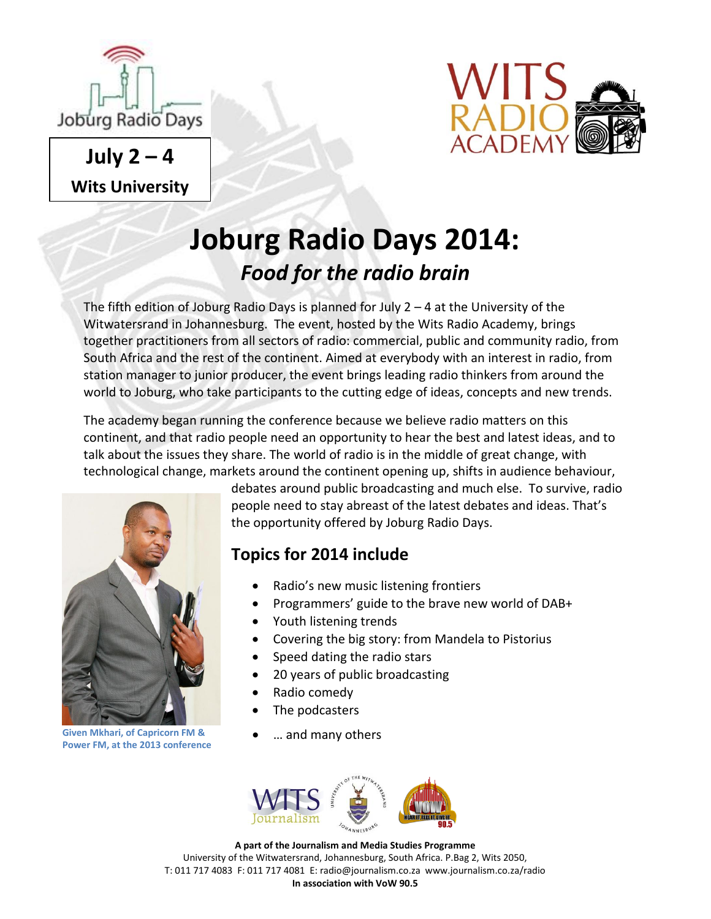Joburg Radio Days

**July 2 – 4**
**Wits University**

WITS RADIO ACADEMY

# Joburg Radio Days 2014:
## *Food for the radio brain*

The fifth edition of Joburg Radio Days is planned for July 2 – 4 at the University of the Witwatersrand in Johannesburg. The event, hosted by the Wits Radio Academy, brings together practitioners from all sectors of radio: commercial, public and community radio, from South Africa and the rest of the continent. Aimed at everybody with an interest in radio, from station manager to junior producer, the event brings leading radio thinkers from around the world to Joburg, who take participants to the cutting edge of ideas, concepts and new trends.

The academy began running the conference because we believe radio matters on this continent, and that radio people need an opportunity to hear the best and latest ideas, and to talk about the issues they share. The world of radio is in the middle of great change, with technological change, markets around the continent opening up, shifts in audience behaviour, debates around public broadcasting and much else. To survive, radio people need to stay abreast of the latest debates and ideas. That's the opportunity offered by Joburg Radio Days.

**Given Mkhari, of Capricorn FM & Power FM, at the 2013 conference**

## Topics for 2014 include

- Radio's new music listening frontiers
- Programmers' guide to the brave new world of DAB+
- Youth listening trends
- Covering the big story: from Mandela to Pistorius
- Speed dating the radio stars
- 20 years of public broadcasting
- Radio comedy
- The podcasters
- … and many others

**A part of the Journalism and Media Studies Programme**
University of the Witwatersrand, Johannesburg, South Africa. P.Bag 2, Wits 2050,
T: 011 717 4083 F: 011 717 4081 E: radio@journalism.co.za www.journalism.co.za/radio
**In association with VoW 90.5**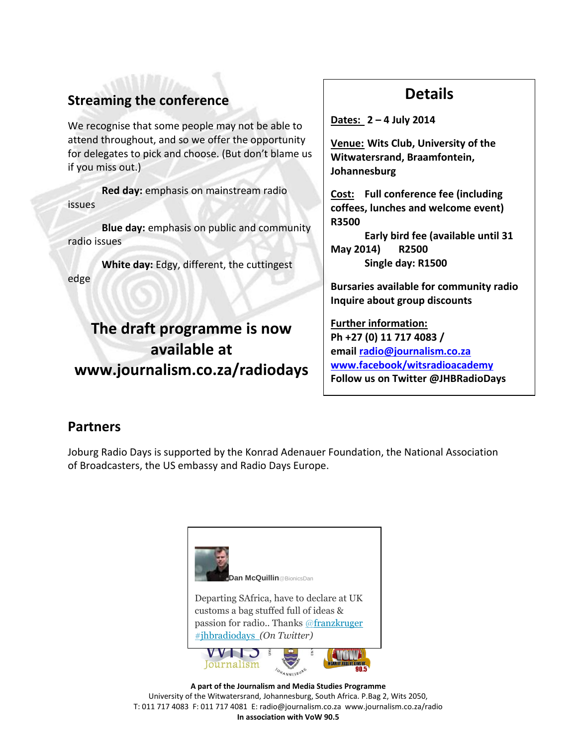## Streaming the conference

We recognise that some people may not be able to attend throughout, and so we offer the opportunity for delegates to pick and choose. (But don't blame us if you miss out.)

**Red day:** emphasis on mainstream radio issues

**Blue day:** emphasis on public and community radio issues

**White day:** Edgy, different, the cuttingest edge

### The draft programme is now available at www.journalism.co.za/radiodays

## Details

**Dates: 2 – 4 July 2014**

**Venue: Wits Club, University of the Witwatersrand, Braamfontein, Johannesburg**

**Cost: Full conference fee (including coffees, lunches and welcome event) R3500**

**Early bird fee (available until 31 May 2014) R2500**

**Single day: R1500**

**Bursaries available for community radio**
**Inquire about group discounts**

**Further information:**
**Ph +27 (0) 11 717 4083 /**
**email radio@journalism.co.za**
**www.facebook/witsradioacademy**
**Follow us on Twitter @JHBRadioDays**

## Partners

Joburg Radio Days is supported by the Konrad Adenauer Foundation, the National Association of Broadcasters, the US embassy and Radio Days Europe.

**Dan McQuillin** @BionicsDan

Departing SAfrica, have to declare at UK customs a bag stuffed full of ideas & passion for radio.. Thanks @franzkruger #jhbradiodays *(On Twitter)*

**A part of the Journalism and Media Studies Programme**
University of the Witwatersrand, Johannesburg, South Africa. P.Bag 2, Wits 2050,
T: 011 717 4083 F: 011 717 4081 E: radio@journalism.co.za www.journalism.co.za/radio
**In association with VoW 90.5**